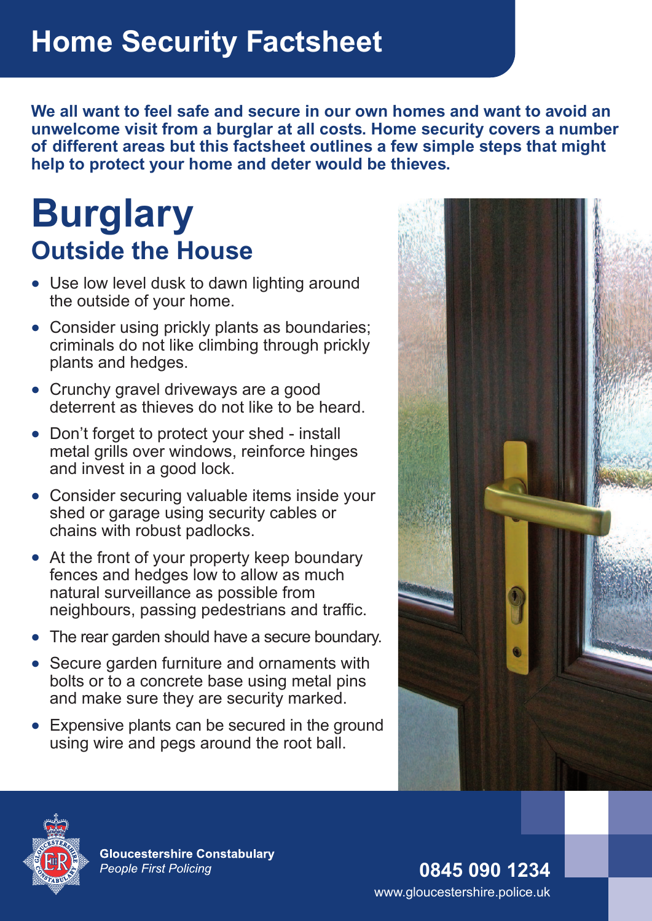# Home Security Factsheet

**We all want to feel safe and secure in our own homes and want to avoid an unwelcome visit from a burglar at all costs. Home security covers a number of different areas but this factsheet outlines a few simple steps that might help to protect your home and deter would be thieves.**

# Burglary

## Outside the House

- Use low level dusk to dawn lighting around the outside of your home.
- Consider using prickly plants as boundaries; criminals do not like climbing through prickly plants and hedges.
- Crunchy gravel driveways are a good deterrent as thieves do not like to be heard.
- Don't forget to protect your shed - install metal grills over windows, reinforce hinges and invest in a good lock.
- Consider securing valuable items inside your shed or garage using security cables or chains with robust padlocks.
- At the front of your property keep boundary fences and hedges low to allow as much natural surveillance as possible from neighbours, passing pedestrians and traffic.
- The rear garden should have a secure boundary.
- Secure garden furniture and ornaments with bolts or to a concrete base using metal pins and make sure they are security marked.
- Expensive plants can be secured in the ground using wire and pegs around the root ball.

**Gloucestershire Constabulary**
*People First Policing*

**0845 090 1234**
www.gloucestershire.police.uk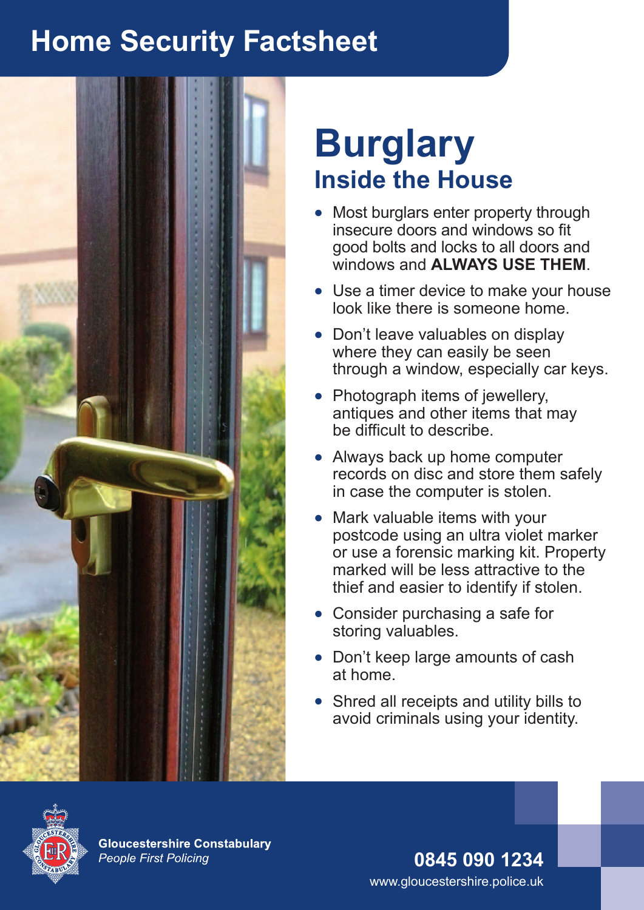# Home Security Factsheet

# Burglary

## Inside the House

- Most burglars enter property through insecure doors and windows so fit good bolts and locks to all doors and windows and **ALWAYS USE THEM**.
- Use a timer device to make your house look like there is someone home.
- Don't leave valuables on display where they can easily be seen through a window, especially car keys.
- Photograph items of jewellery, antiques and other items that may be difficult to describe.
- Always back up home computer records on disc and store them safely in case the computer is stolen.
- Mark valuable items with your postcode using an ultra violet marker or use a forensic marking kit. Property marked will be less attractive to the thief and easier to identify if stolen.
- Consider purchasing a safe for storing valuables.
- Don't keep large amounts of cash at home.
- Shred all receipts and utility bills to avoid criminals using your identity.

**Gloucestershire Constabulary**
*People First Policing*

**0845 090 1234**
www.gloucestershire.police.uk